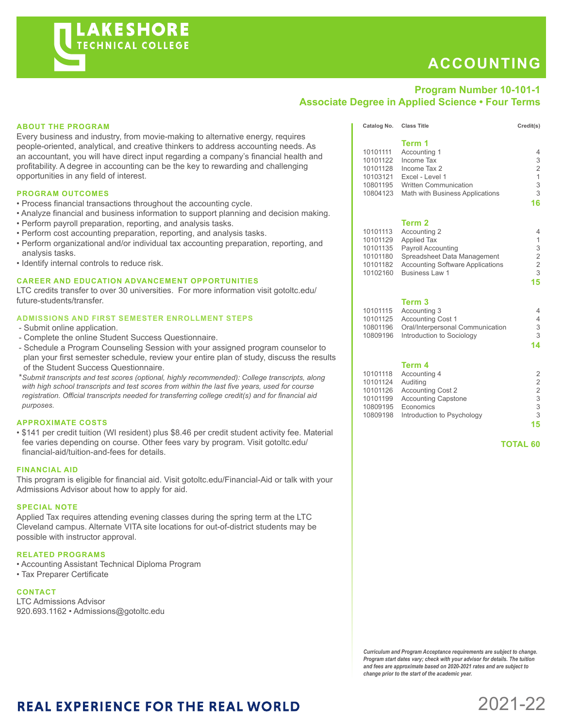# LAKESHORE TECHNICAL COLLEGE

# ACCOUNTING

**Program Number 10-101-1**
**Associate Degree in Applied Science • Four Terms**

## ABOUT THE PROGRAM

Every business and industry, from movie-making to alternative energy, requires people-oriented, analytical, and creative thinkers to address accounting needs. As an accountant, you will have direct input regarding a company's financial health and profitability. A degree in accounting can be the key to rewarding and challenging opportunities in any field of interest.

## PROGRAM OUTCOMES

- Process financial transactions throughout the accounting cycle.
- Analyze financial and business information to support planning and decision making.
- Perform payroll preparation, reporting, and analysis tasks.
- Perform cost accounting preparation, reporting, and analysis tasks.
- Perform organizational and/or individual tax accounting preparation, reporting, and analysis tasks.
- Identify internal controls to reduce risk.

## CAREER AND EDUCATION ADVANCEMENT OPPORTUNITIES

LTC credits transfer to over 30 universities. For more information visit gotoltc.edu/future-students/transfer.

## ADMISSIONS AND FIRST SEMESTER ENROLLMENT STEPS

- Submit online application.
- Complete the online Student Success Questionnaire.
- Schedule a Program Counseling Session with your assigned program counselor to plan your first semester schedule, review your entire plan of study, discuss the results of the Student Success Questionnaire.

*\*Submit transcripts and test scores (optional, highly recommended): College transcripts, along with high school transcripts and test scores from within the last five years, used for course registration. Official transcripts needed for transferring college credit(s) and for financial aid purposes.*

## APPROXIMATE COSTS

- $141 per credit tuition (WI resident) plus $8.46 per credit student activity fee. Material fee varies depending on course. Other fees vary by program. Visit gotoltc.edu/financial-aid/tuition-and-fees for details.

## FINANCIAL AID

This program is eligible for financial aid. Visit gotoltc.edu/Financial-Aid or talk with your Admissions Advisor about how to apply for aid.

## SPECIAL NOTE

Applied Tax requires attending evening classes during the spring term at the LTC Cleveland campus. Alternate VITA site locations for out-of-district students may be possible with instructor approval.

## RELATED PROGRAMS

- Accounting Assistant Technical Diploma Program
- Tax Preparer Certificate

## CONTACT

LTC Admissions Advisor
920.693.1162 • Admissions@gotoltc.edu

| Catalog No. | Class Title | Credit(s) |
|---|---|---|
| | **Term 1** | |
| 10101111 | Accounting 1 | 4 |
| 10101122 | Income Tax | 3 |
| 10101128 | Income Tax 2 | 2 |
| 10103121 | Excel - Level 1 | 1 |
| 10801195 | Written Communication | 3 |
| 10804123 | Math with Business Applications | 3 |
| | | **16** |
| | **Term 2** | |
| 10101113 | Accounting 2 | 4 |
| 10101129 | Applied Tax | 1 |
| 10101135 | Payroll Accounting | 3 |
| 10101180 | Spreadsheet Data Management | 2 |
| 10101182 | Accounting Software Applications | 2 |
| 10102160 | Business Law 1 | 3 |
| | | **15** |
| | **Term 3** | |
| 10101115 | Accounting 3 | 4 |
| 10101125 | Accounting Cost 1 | 4 |
| 10801196 | Oral/Interpersonal Communication | 3 |
| 10809196 | Introduction to Sociology | 3 |
| | | **14** |
| | **Term 4** | |
| 10101118 | Accounting 4 | 2 |
| 10101124 | Auditing | 2 |
| 10101126 | Accounting Cost 2 | 2 |
| 10101199 | Accounting Capstone | 3 |
| 10809195 | Economics | 3 |
| 10809198 | Introduction to Psychology | 3 |
| | | **15** |
| | | **TOTAL 60** |

***Curriculum and Program Acceptance requirements are subject to change. Program start dates vary; check with your advisor for details. The tuition and fees are approximate based on 2020-2021 rates and are subject to change prior to the start of the academic year.***

**REAL EXPERIENCE FOR THE REAL WORLD**

2021-22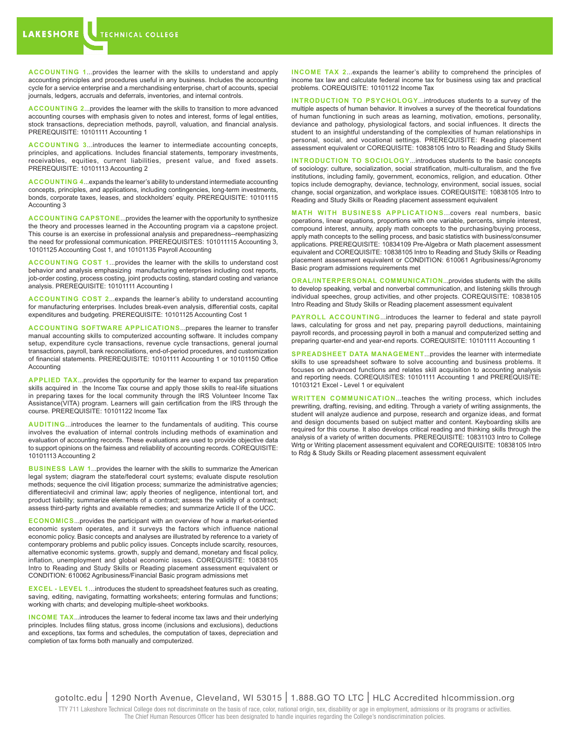**ACCOUNTING 1**...provides the learner with the skills to understand and apply accounting principles and procedures useful in any business. Includes the accounting cycle for a service enterprise and a merchandising enterprise, chart of accounts, special journals, ledgers, accruals and deferrals, inventories, and internal controls.

**ACCOUNTING 2**...provides the learner with the skills to transition to more advanced accounting courses with emphasis given to notes and interest, forms of legal entities, stock transactions, depreciation methods, payroll, valuation, and financial analysis. PREREQUISITE: 10101111 Accounting 1

**ACCOUNTING 3**...introduces the learner to intermediate accounting concepts, principles, and applications. Includes financial statements, temporary investments, receivables, equities, current liabilities, present value, and fixed assets. PREREQUISITE: 10101113 Accounting 2

**ACCOUNTING 4**...expands the learner's ability to understand intermediate accounting concepts, principles, and applications, including contingencies, long-term investments, bonds, corporate taxes, leases, and stockholders' equity. PREREQUISITE: 10101115 Accounting 3

**ACCOUNTING CAPSTONE**...provides the learner with the opportunity to synthesize the theory and processes learned in the Accounting program via a capstone project. This course is an exercise in professional analysis and preparedness--reemphasizing the need for professional communication. PREREQUISITES: 101011115 Accounting 3, 10101125 Accounting Cost 1, and 10101135 Payroll Accounting

**ACCOUNTING COST 1**...provides the learner with the skills to understand cost behavior and analysis emphasizing manufacturing enterprises including cost reports, job-order costing, process costing, joint products costing, standard costing and variance analysis. PREREQUISITE: 10101111 Accounting I

**ACCOUNTING COST 2**...expands the learner's ability to understand accounting for manufacturing enterprises. Includes break-even analysis, differential costs, capital expenditures and budgeting. PREREQUISITE: 10101125 Accounting Cost 1

**ACCOUNTING SOFTWARE APPLICATIONS**...prepares the learner to transfer manual accounting skills to computerized accounting software. It includes company setup, expenditure cycle transactions, revenue cycle transactions, general journal transactions, payroll, bank reconciliations, end-of-period procedures, and customization of financial statements. PREREQUISITE: 10101111 Accounting 1 or 10101150 Office Accounting

**APPLIED TAX**...provides the opportunity for the learner to expand tax preparation skills acquired in the Income Tax course and apply those skills to real-life situations in preparing taxes for the local community through the IRS Volunteer Income Tax Assistance(VITA) program. Learners will gain certification from the IRS through the course. PREREQUISITE: 10101122 Income Tax

**AUDITING**...introduces the learner to the fundamentals of auditing. This course involves the evaluation of internal controls including methods of examination and evaluation of accounting records. These evaluations are used to provide objective data to support opinions on the fairness and reliability of accounting records. COREQUISITE: 10101113 Accounting 2

**BUSINESS LAW 1**...provides the learner with the skills to summarize the American legal system; diagram the state/federal court systems; evaluate dispute resolution methods; sequence the civil litigation process; summarize the administrative agencies; differentiatecivil and criminal law; apply theories of negligence, intentional tort, and product liability; summarize elements of a contract; assess the validity of a contract; assess third-party rights and available remedies; and summarize Article II of the UCC.

**ECONOMICS**...provides the participant with an overview of how a market-oriented economic system operates, and it surveys the factors which influence national economic policy. Basic concepts and analyses are illustrated by reference to a variety of contemporary problems and public policy issues. Concepts include scarcity, resources, alternative economic systems. growth, supply and demand, monetary and fiscal policy, inflation, unemployment and global economic issues. COREQUISITE: 10838105 Intro to Reading and Study Skills or Reading placement assessment equivalent or CONDITION: 610062 Agribusiness/Financial Basic program admissions met

**EXCEL - LEVEL 1**…introduces the student to spreadsheet features such as creating, saving, editing, navigating, formatting worksheets; entering formulas and functions; working with charts; and developing multiple-sheet workbooks.

**INCOME TAX**...introduces the learner to federal income tax laws and their underlying principles. Includes filing status, gross income (inclusions and exclusions), deductions and exceptions, tax forms and schedules, the computation of taxes, depreciation and completion of tax forms both manually and computerized.

**INCOME TAX 2**...expands the learner's ability to comprehend the principles of income tax law and calculate federal income tax for business using tax and practical problems. COREQUISITE: 10101122 Income Tax

**INTRODUCTION TO PSYCHOLOGY**...introduces students to a survey of the multiple aspects of human behavior. It involves a survey of the theoretical foundations of human functioning in such areas as learning, motivation, emotions, personality, deviance and pathology, physiological factors, and social influences. It directs the student to an insightful understanding of the complexities of human relationships in personal, social, and vocational settings. PREREQUISITE: Reading placement assessment equivalent or COREQUISITE: 10838105 Intro to Reading and Study Skills

**INTRODUCTION TO SOCIOLOGY**...introduces students to the basic concepts of sociology: culture, socialization, social stratification, multi-culturalism, and the five institutions, including family, government, economics, religion, and education. Other topics include demography, deviance, technology, environment, social issues, social change, social organization, and workplace issues. COREQUISITE: 10838105 Intro to Reading and Study Skills or Reading placement assessment equivalent

**MATH WITH BUSINESS APPLICATIONS**...covers real numbers, basic operations, linear equations, proportions with one variable, percents, simple interest, compound interest, annuity, apply math concepts to the purchasing/buying process, apply math concepts to the selling process, and basic statistics with business/consumer applications. PREREQUISITE: 10834109 Pre-Algebra or Math placement assessment equivalent and COREQUISITE: 10838105 Intro to Reading and Study Skills or Reading placement assessment equivalent or CONDITION: 610061 Agribusiness/Agronomy Basic program admissions requirements met

**ORAL/INTERPERSONAL COMMUNICATION**...provides students with the skills to develop speaking, verbal and nonverbal communication, and listening skills through individual speeches, group activities, and other projects. COREQUISITE: 10838105 Intro Reading and Study Skills or Reading placement assessment equivalent

**PAYROLL ACCOUNTING**...introduces the learner to federal and state payroll laws, calculating for gross and net pay, preparing payroll deductions, maintaining payroll records, and processing payroll in both a manual and computerized setting and preparing quarter-end and year-end reports. COREQUISITE: 10101111 Accounting 1

**SPREADSHEET DATA MANAGEMENT**...provides the learner with intermediate skills to use spreadsheet software to solve accounting and business problems. It focuses on advanced functions and relates skill acquisition to accounting analysis and reporting needs. COREQUISITES: 10101111 Accounting 1 and PREREQUISITE: 10103121 Excel - Level 1 or equivalent

**WRITTEN COMMUNICATION**...teaches the writing process, which includes prewriting, drafting, revising, and editing. Through a variety of writing assignments, the student will analyze audience and purpose, research and organize ideas, and format and design documents based on subject matter and content. Keyboarding skills are required for this course. It also develops critical reading and thinking skills through the analysis of a variety of written documents. PREREQUISITE: 10831103 Intro to College Wrtg or Writing placement assessment equivalent and COREQUISITE: 10838105 Intro to Rdg & Study Skills or Reading placement assessment equivalent

gotoltc.edu | 1290 North Avenue, Cleveland, WI 53015 | 1.888.GO TO LTC | HLC Accredited hlcommission.org

TTY 711 Lakeshore Technical College does not discriminate on the basis of race, color, national origin, sex, disability or age in employment, admissions or its programs or activities. The Chief Human Resources Officer has been designated to handle inquiries regarding the College's nondiscrimination policies.